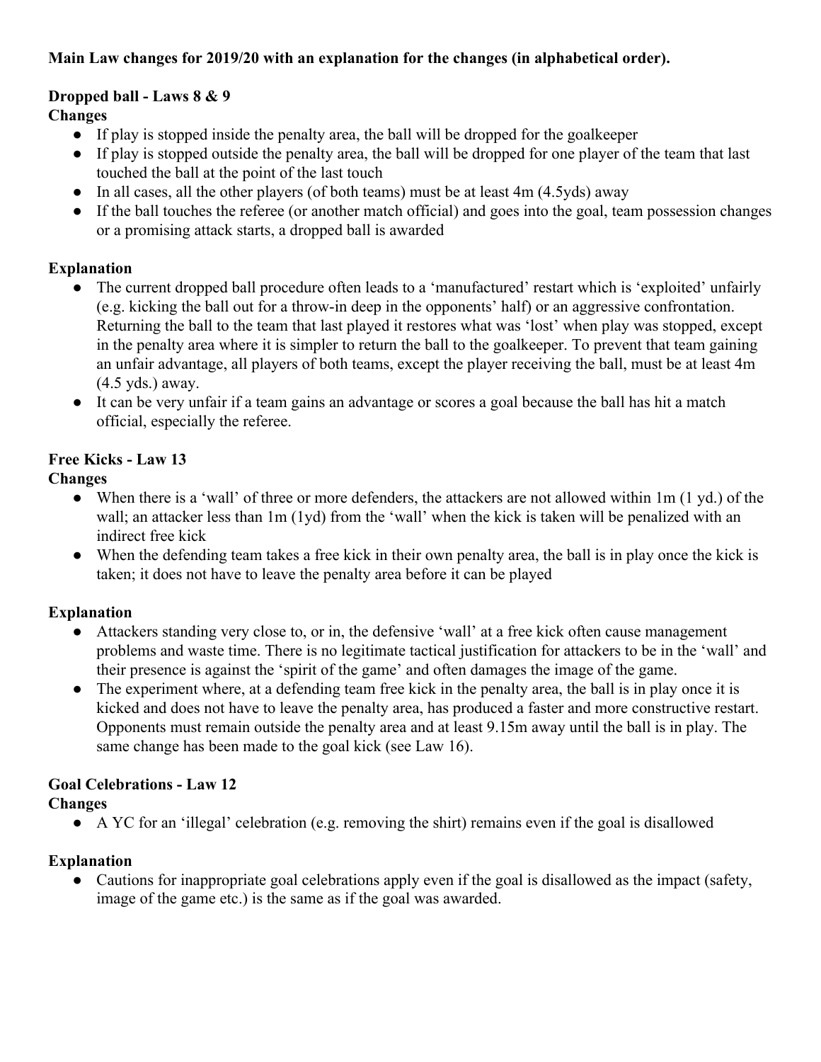**Main Law changes for 2019/20 with an explanation for the changes (in alphabetical order).**

**Dropped ball - Laws 8 & 9**

**Changes**

- If play is stopped inside the penalty area, the ball will be dropped for the goalkeeper
- If play is stopped outside the penalty area, the ball will be dropped for one player of the team that last touched the ball at the point of the last touch
- In all cases, all the other players (of both teams) must be at least 4m (4.5yds) away
- If the ball touches the referee (or another match official) and goes into the goal, team possession changes or a promising attack starts, a dropped ball is awarded

**Explanation**

- The current dropped ball procedure often leads to a 'manufactured' restart which is 'exploited' unfairly (e.g. kicking the ball out for a throw-in deep in the opponents' half) or an aggressive confrontation. Returning the ball to the team that last played it restores what was 'lost' when play was stopped, except in the penalty area where it is simpler to return the ball to the goalkeeper. To prevent that team gaining an unfair advantage, all players of both teams, except the player receiving the ball, must be at least 4m (4.5 yds.) away.
- It can be very unfair if a team gains an advantage or scores a goal because the ball has hit a match official, especially the referee.

**Free Kicks - Law 13**

**Changes**

- When there is a 'wall' of three or more defenders, the attackers are not allowed within 1m (1 yd.) of the wall; an attacker less than 1m (1yd) from the 'wall' when the kick is taken will be penalized with an indirect free kick
- When the defending team takes a free kick in their own penalty area, the ball is in play once the kick is taken; it does not have to leave the penalty area before it can be played

**Explanation**

- Attackers standing very close to, or in, the defensive 'wall' at a free kick often cause management problems and waste time. There is no legitimate tactical justification for attackers to be in the 'wall' and their presence is against the 'spirit of the game' and often damages the image of the game.
- The experiment where, at a defending team free kick in the penalty area, the ball is in play once it is kicked and does not have to leave the penalty area, has produced a faster and more constructive restart. Opponents must remain outside the penalty area and at least 9.15m away until the ball is in play. The same change has been made to the goal kick (see Law 16).

**Goal Celebrations - Law 12**

**Changes**

- A YC for an 'illegal' celebration (e.g. removing the shirt) remains even if the goal is disallowed

**Explanation**

- Cautions for inappropriate goal celebrations apply even if the goal is disallowed as the impact (safety, image of the game etc.) is the same as if the goal was awarded.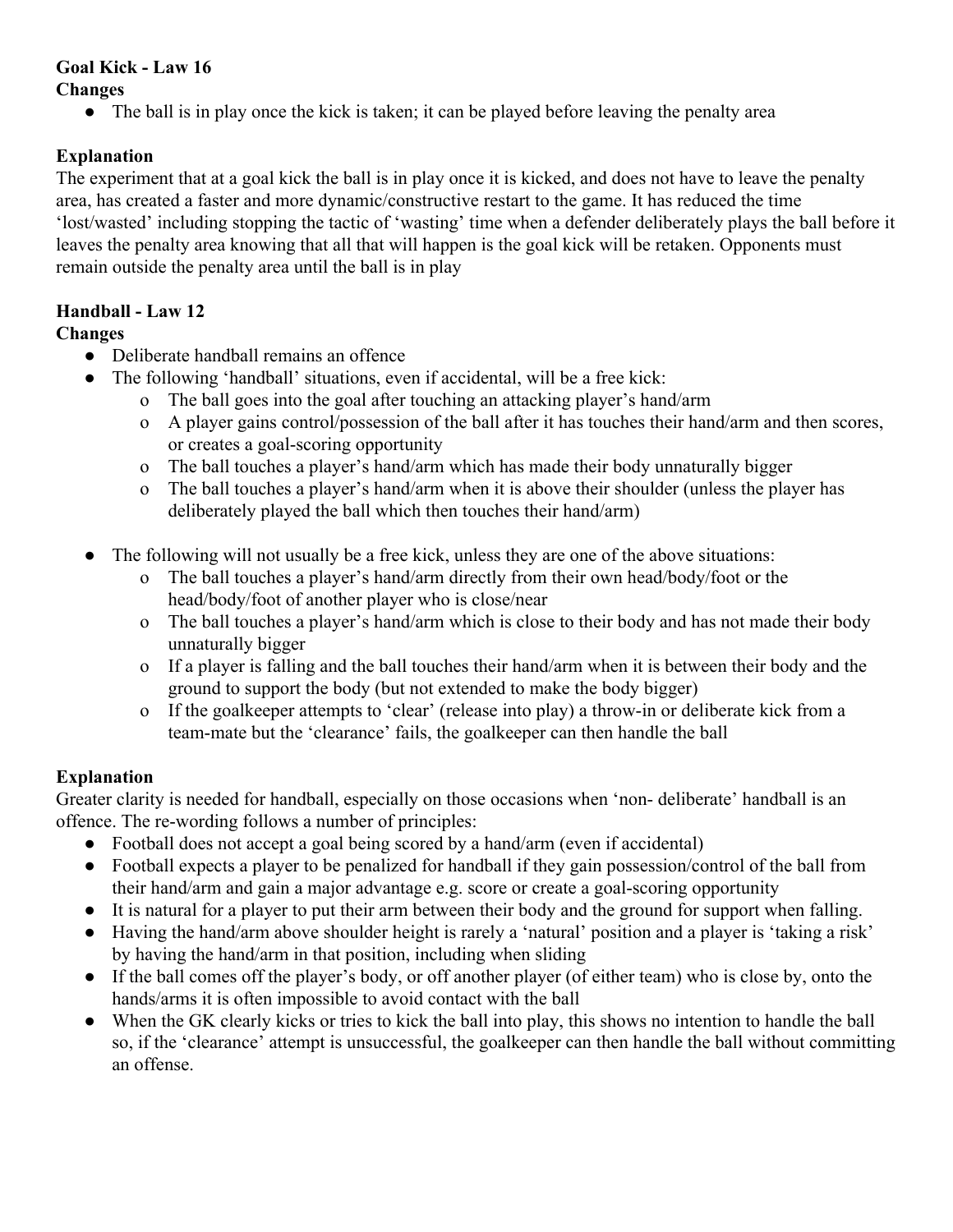**Goal Kick - Law 16**

**Changes**

- The ball is in play once the kick is taken; it can be played before leaving the penalty area

**Explanation**

The experiment that at a goal kick the ball is in play once it is kicked, and does not have to leave the penalty area, has created a faster and more dynamic/constructive restart to the game. It has reduced the time 'lost/wasted' including stopping the tactic of 'wasting' time when a defender deliberately plays the ball before it leaves the penalty area knowing that all that will happen is the goal kick will be retaken. Opponents must remain outside the penalty area until the ball is in play

**Handball - Law 12**

**Changes**

- Deliberate handball remains an offence
- The following 'handball' situations, even if accidental, will be a free kick:
    - The ball goes into the goal after touching an attacking player's hand/arm
    - A player gains control/possession of the ball after it has touches their hand/arm and then scores, or creates a goal-scoring opportunity
    - The ball touches a player's hand/arm which has made their body unnaturally bigger
    - The ball touches a player's hand/arm when it is above their shoulder (unless the player has deliberately played the ball which then touches their hand/arm)
- The following will not usually be a free kick, unless they are one of the above situations:
    - The ball touches a player's hand/arm directly from their own head/body/foot or the head/body/foot of another player who is close/near
    - The ball touches a player's hand/arm which is close to their body and has not made their body unnaturally bigger
    - If a player is falling and the ball touches their hand/arm when it is between their body and the ground to support the body (but not extended to make the body bigger)
    - If the goalkeeper attempts to 'clear' (release into play) a throw-in or deliberate kick from a team-mate but the 'clearance' fails, the goalkeeper can then handle the ball

**Explanation**

Greater clarity is needed for handball, especially on those occasions when 'non- deliberate' handball is an offence. The re-wording follows a number of principles:

- Football does not accept a goal being scored by a hand/arm (even if accidental)
- Football expects a player to be penalized for handball if they gain possession/control of the ball from their hand/arm and gain a major advantage e.g. score or create a goal-scoring opportunity
- It is natural for a player to put their arm between their body and the ground for support when falling.
- Having the hand/arm above shoulder height is rarely a 'natural' position and a player is 'taking a risk' by having the hand/arm in that position, including when sliding
- If the ball comes off the player's body, or off another player (of either team) who is close by, onto the hands/arms it is often impossible to avoid contact with the ball
- When the GK clearly kicks or tries to kick the ball into play, this shows no intention to handle the ball so, if the 'clearance' attempt is unsuccessful, the goalkeeper can then handle the ball without committing an offense.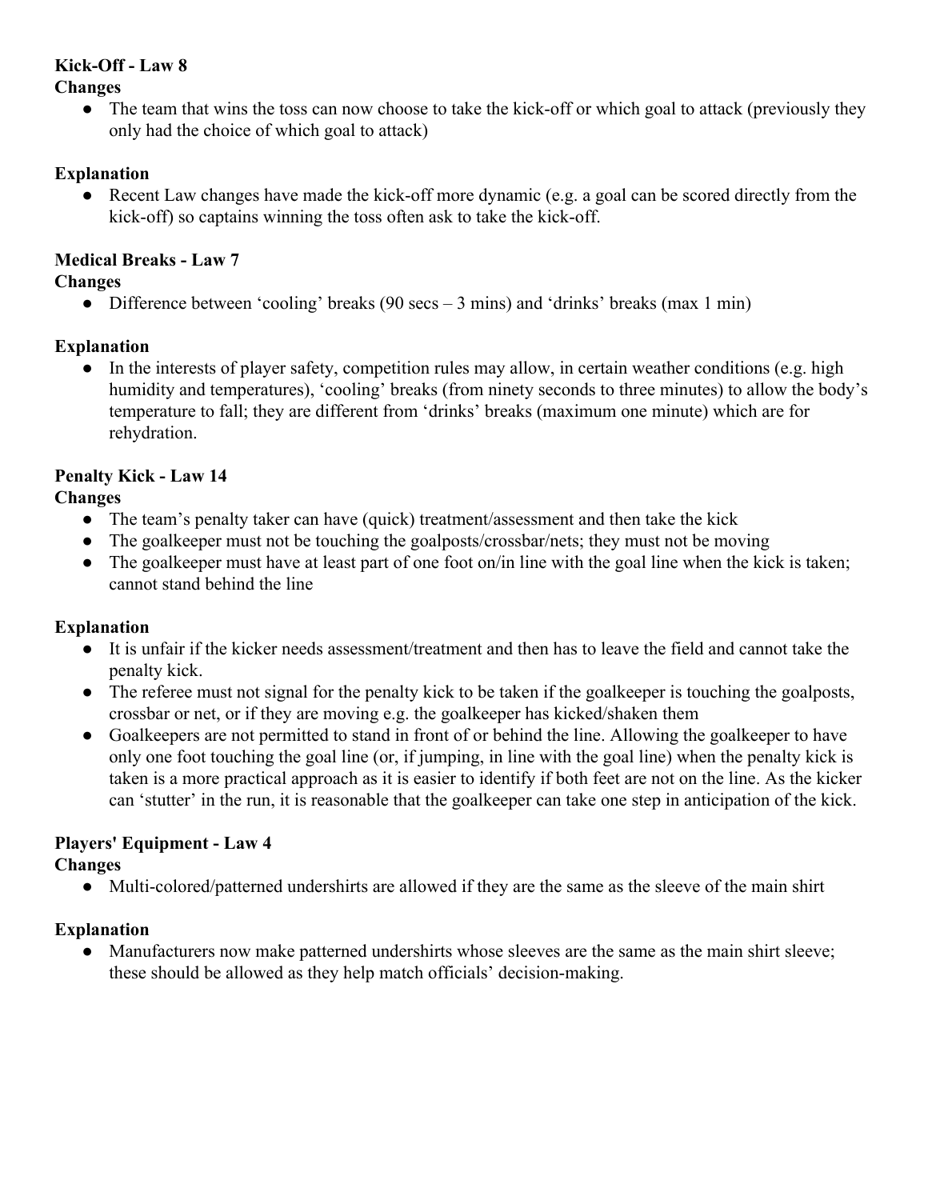**Kick-Off - Law 8**

**Changes**

- The team that wins the toss can now choose to take the kick-off or which goal to attack (previously they only had the choice of which goal to attack)

**Explanation**

- Recent Law changes have made the kick-off more dynamic (e.g. a goal can be scored directly from the kick-off) so captains winning the toss often ask to take the kick-off.

**Medical Breaks - Law 7**

**Changes**

- Difference between 'cooling' breaks (90 secs – 3 mins) and 'drinks' breaks (max 1 min)

**Explanation**

- In the interests of player safety, competition rules may allow, in certain weather conditions (e.g. high humidity and temperatures), 'cooling' breaks (from ninety seconds to three minutes) to allow the body's temperature to fall; they are different from 'drinks' breaks (maximum one minute) which are for rehydration.

**Penalty Kick - Law 14**

**Changes**

- The team's penalty taker can have (quick) treatment/assessment and then take the kick
- The goalkeeper must not be touching the goalposts/crossbar/nets; they must not be moving
- The goalkeeper must have at least part of one foot on/in line with the goal line when the kick is taken; cannot stand behind the line

**Explanation**

- It is unfair if the kicker needs assessment/treatment and then has to leave the field and cannot take the penalty kick.
- The referee must not signal for the penalty kick to be taken if the goalkeeper is touching the goalposts, crossbar or net, or if they are moving e.g. the goalkeeper has kicked/shaken them
- Goalkeepers are not permitted to stand in front of or behind the line. Allowing the goalkeeper to have only one foot touching the goal line (or, if jumping, in line with the goal line) when the penalty kick is taken is a more practical approach as it is easier to identify if both feet are not on the line. As the kicker can 'stutter' in the run, it is reasonable that the goalkeeper can take one step in anticipation of the kick.

**Players' Equipment - Law 4**

**Changes**

- Multi-colored/patterned undershirts are allowed if they are the same as the sleeve of the main shirt

**Explanation**

- Manufacturers now make patterned undershirts whose sleeves are the same as the main shirt sleeve; these should be allowed as they help match officials' decision-making.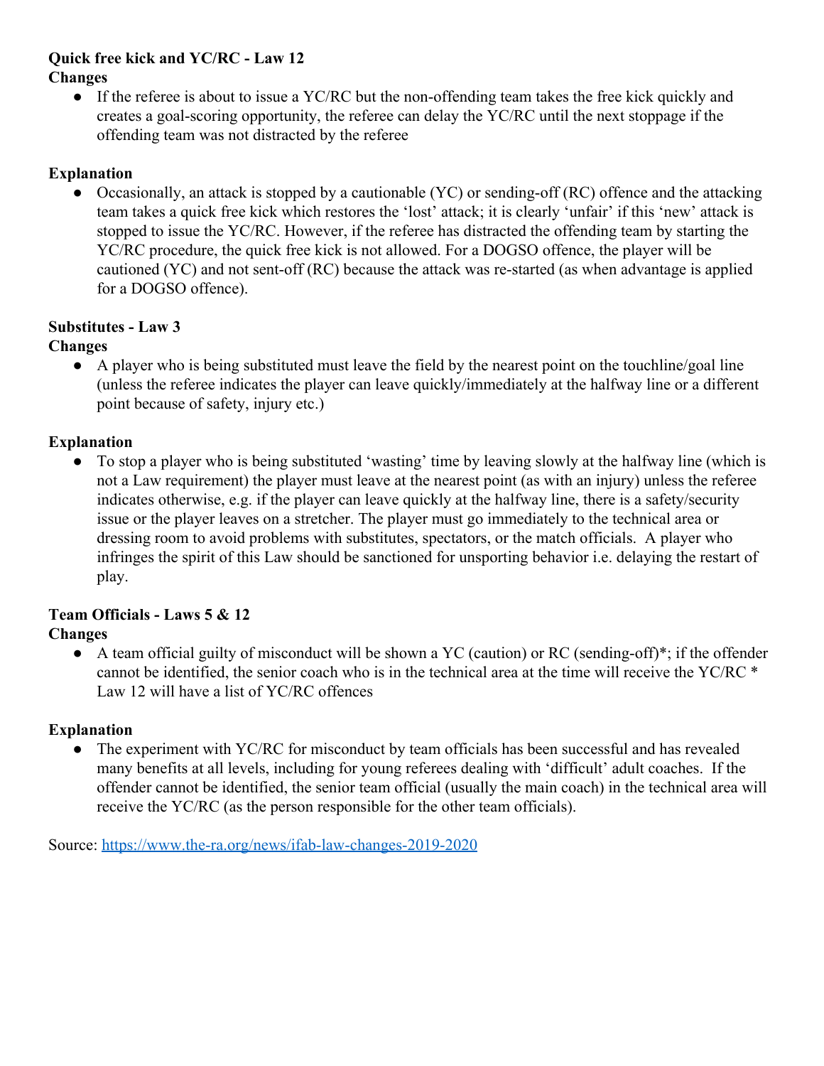**Quick free kick and YC/RC - Law 12**

**Changes**

- If the referee is about to issue a YC/RC but the non-offending team takes the free kick quickly and creates a goal-scoring opportunity, the referee can delay the YC/RC until the next stoppage if the offending team was not distracted by the referee

**Explanation**

- Occasionally, an attack is stopped by a cautionable (YC) or sending-off (RC) offence and the attacking team takes a quick free kick which restores the 'lost' attack; it is clearly 'unfair' if this 'new' attack is stopped to issue the YC/RC. However, if the referee has distracted the offending team by starting the YC/RC procedure, the quick free kick is not allowed. For a DOGSO offence, the player will be cautioned (YC) and not sent-off (RC) because the attack was re-started (as when advantage is applied for a DOGSO offence).

**Substitutes - Law 3**

**Changes**

- A player who is being substituted must leave the field by the nearest point on the touchline/goal line (unless the referee indicates the player can leave quickly/immediately at the halfway line or a different point because of safety, injury etc.)

**Explanation**

- To stop a player who is being substituted 'wasting' time by leaving slowly at the halfway line (which is not a Law requirement) the player must leave at the nearest point (as with an injury) unless the referee indicates otherwise, e.g. if the player can leave quickly at the halfway line, there is a safety/security issue or the player leaves on a stretcher. The player must go immediately to the technical area or dressing room to avoid problems with substitutes, spectators, or the match officials. A player who infringes the spirit of this Law should be sanctioned for unsporting behavior i.e. delaying the restart of play.

**Team Officials - Laws 5 & 12**

**Changes**

- A team official guilty of misconduct will be shown a YC (caution) or RC (sending-off)*; if the offender cannot be identified, the senior coach who is in the technical area at the time will receive the YC/RC * Law 12 will have a list of YC/RC offences

**Explanation**

- The experiment with YC/RC for misconduct by team officials has been successful and has revealed many benefits at all levels, including for young referees dealing with 'difficult' adult coaches. If the offender cannot be identified, the senior team official (usually the main coach) in the technical area will receive the YC/RC (as the person responsible for the other team officials).

Source: [https://www.the-ra.org/news/ifab-law-changes-2019-2020](https://www.the-ra.org/news/ifab-law-changes-2019-2020)